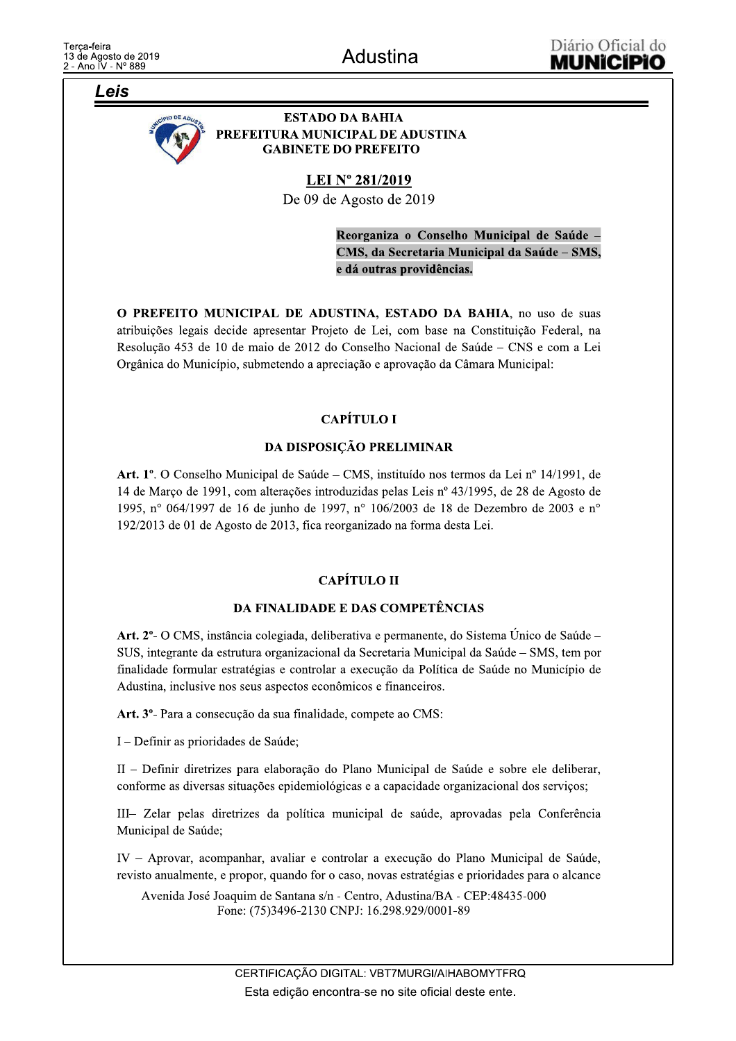## Leis

**ESTADO DA BAHIA**
**PREFEITURA MUNICIPAL DE ADUSTINA**
**GABINETE DO PREFEITO**

# LEI Nº 281/2019

De 09 de Agosto de 2019

**Reorganiza o Conselho Municipal de Saúde – CMS, da Secretaria Municipal da Saúde – SMS, e dá outras providências.**

**O PREFEITO MUNICIPAL DE ADUSTINA, ESTADO DA BAHIA**, no uso de suas atribuições legais decide apresentar Projeto de Lei, com base na Constituição Federal, na Resolução 453 de 10 de maio de 2012 do Conselho Nacional de Saúde – CNS e com a Lei Orgânica do Município, submetendo a apreciação e aprovação da Câmara Municipal:

## CAPÍTULO I

### DA DISPOSIÇÃO PRELIMINAR

**Art. 1º**. O Conselho Municipal de Saúde – CMS, instituído nos termos da Lei nº 14/1991, de 14 de Março de 1991, com alterações introduzidas pelas Leis nº 43/1995, de 28 de Agosto de 1995, n° 064/1997 de 16 de junho de 1997, n° 106/2003 de 18 de Dezembro de 2003 e n° 192/2013 de 01 de Agosto de 2013, fica reorganizado na forma desta Lei.

## CAPÍTULO II

### DA FINALIDADE E DAS COMPETÊNCIAS

**Art. 2º**- O CMS, instância colegiada, deliberativa e permanente, do Sistema Único de Saúde – SUS, integrante da estrutura organizacional da Secretaria Municipal da Saúde – SMS, tem por finalidade formular estratégias e controlar a execução da Política de Saúde no Município de Adustina, inclusive nos seus aspectos econômicos e financeiros.

**Art. 3º**- Para a consecução da sua finalidade, compete ao CMS:

I – Definir as prioridades de Saúde;

II – Definir diretrizes para elaboração do Plano Municipal de Saúde e sobre ele deliberar, conforme as diversas situações epidemiológicas e a capacidade organizacional dos serviços;

III– Zelar pelas diretrizes da política municipal de saúde, aprovadas pela Conferência Municipal de Saúde;

IV – Aprovar, acompanhar, avaliar e controlar a execução do Plano Municipal de Saúde, revisto anualmente, e propor, quando for o caso, novas estratégias e prioridades para o alcance

Avenida José Joaquim de Santana s/n - Centro, Adustina/BA - CEP:48435-000
Fone: (75)3496-2130 CNPJ: 16.298.929/0001-89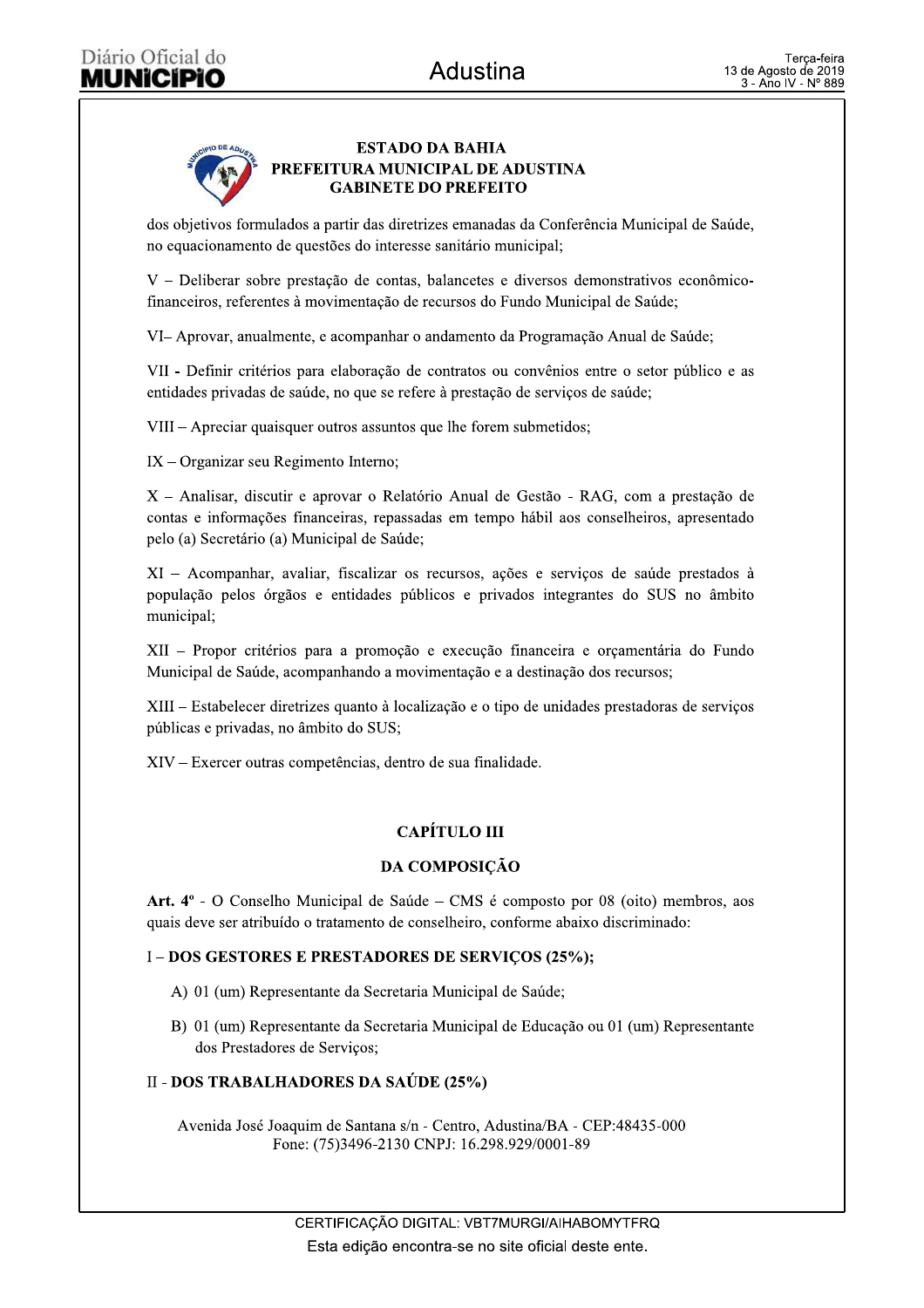**ESTADO DA BAHIA**
**PREFEITURA MUNICIPAL DE ADUSTINA**
**GABINETE DO PREFEITO**

dos objetivos formulados a partir das diretrizes emanadas da Conferência Municipal de Saúde, no equacionamento de questões do interesse sanitário municipal;

V – Deliberar sobre prestação de contas, balancetes e diversos demonstrativos econômico-financeiros, referentes à movimentação de recursos do Fundo Municipal de Saúde;

VI– Aprovar, anualmente, e acompanhar o andamento da Programação Anual de Saúde;

VII - Definir critérios para elaboração de contratos ou convênios entre o setor público e as entidades privadas de saúde, no que se refere à prestação de serviços de saúde;

VIII – Apreciar quaisquer outros assuntos que lhe forem submetidos;

IX – Organizar seu Regimento Interno;

X – Analisar, discutir e aprovar o Relatório Anual de Gestão - RAG, com a prestação de contas e informações financeiras, repassadas em tempo hábil aos conselheiros, apresentado pelo (a) Secretário (a) Municipal de Saúde;

XI – Acompanhar, avaliar, fiscalizar os recursos, ações e serviços de saúde prestados à população pelos órgãos e entidades públicos e privados integrantes do SUS no âmbito municipal;

XII – Propor critérios para a promoção e execução financeira e orçamentária do Fundo Municipal de Saúde, acompanhando a movimentação e a destinação dos recursos;

XIII – Estabelecer diretrizes quanto à localização e o tipo de unidades prestadoras de serviços públicas e privadas, no âmbito do SUS;

XIV – Exercer outras competências, dentro de sua finalidade.

## CAPÍTULO III

## DA COMPOSIÇÃO

**Art. 4º** - O Conselho Municipal de Saúde – CMS é composto por 08 (oito) membros, aos quais deve ser atribuído o tratamento de conselheiro, conforme abaixo discriminado:

I – **DOS GESTORES E PRESTADORES DE SERVIÇOS (25%);**

A) 01 (um) Representante da Secretaria Municipal de Saúde;

B) 01 (um) Representante da Secretaria Municipal de Educação ou 01 (um) Representante dos Prestadores de Serviços;

II - **DOS TRABALHADORES DA SAÚDE (25%)**

Avenida José Joaquim de Santana s/n - Centro, Adustina/BA - CEP:48435-000
Fone: (75)3496-2130 CNPJ: 16.298.929/0001-89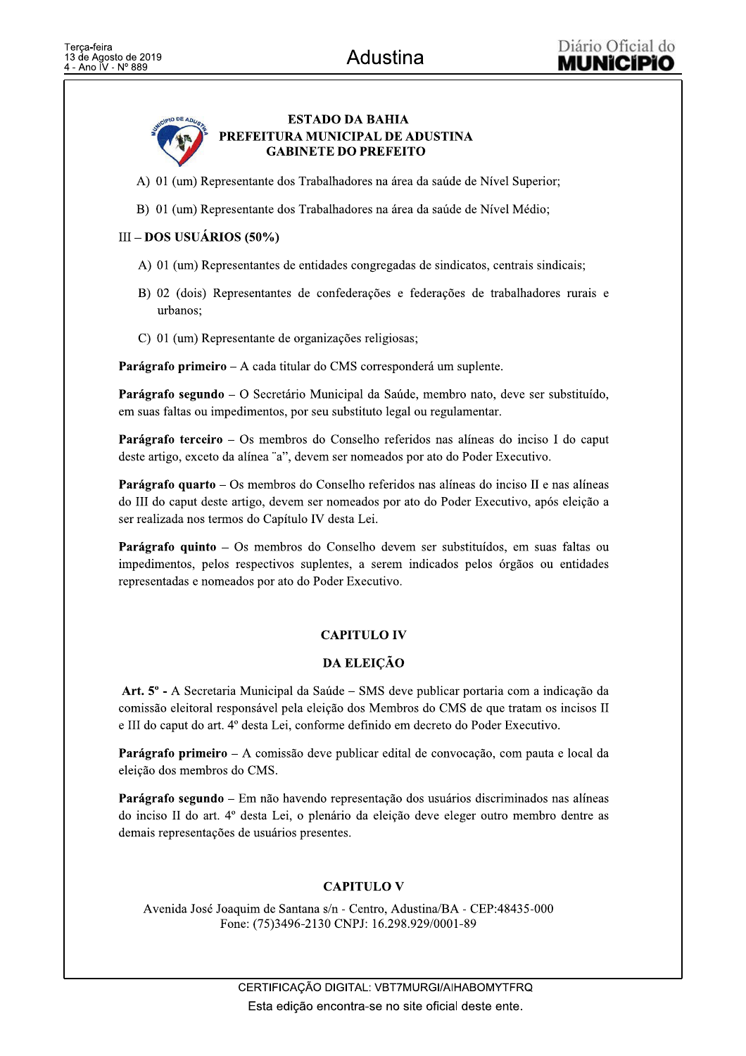**ESTADO DA BAHIA**
**PREFEITURA MUNICIPAL DE ADUSTINA**
**GABINETE DO PREFEITO**

A) 01 (um) Representante dos Trabalhadores na área da saúde de Nível Superior;

B) 01 (um) Representante dos Trabalhadores na área da saúde de Nível Médio;

III – **DOS USUÁRIOS (50%)**

A) 01 (um) Representantes de entidades congregadas de sindicatos, centrais sindicais;

B) 02 (dois) Representantes de confederações e federações de trabalhadores rurais e urbanos;

C) 01 (um) Representante de organizações religiosas;

**Parágrafo primeiro** – A cada titular do CMS corresponderá um suplente.

**Parágrafo segundo** – O Secretário Municipal da Saúde, membro nato, deve ser substituído, em suas faltas ou impedimentos, por seu substituto legal ou regulamentar.

**Parágrafo terceiro** – Os membros do Conselho referidos nas alíneas do inciso I do caput deste artigo, exceto da alínea ¨a", devem ser nomeados por ato do Poder Executivo.

**Parágrafo quarto** – Os membros do Conselho referidos nas alíneas do inciso II e nas alíneas do III do caput deste artigo, devem ser nomeados por ato do Poder Executivo, após eleição a ser realizada nos termos do Capítulo IV desta Lei.

**Parágrafo quinto** – Os membros do Conselho devem ser substituídos, em suas faltas ou impedimentos, pelos respectivos suplentes, a serem indicados pelos órgãos ou entidades representadas e nomeados por ato do Poder Executivo.

## CAPITULO IV

## DA ELEIÇÃO

**Art. 5º -** A Secretaria Municipal da Saúde – SMS deve publicar portaria com a indicação da comissão eleitoral responsável pela eleição dos Membros do CMS de que tratam os incisos II e III do caput do art. 4º desta Lei, conforme definido em decreto do Poder Executivo.

**Parágrafo primeiro** – A comissão deve publicar edital de convocação, com pauta e local da eleição dos membros do CMS.

**Parágrafo segundo** – Em não havendo representação dos usuários discriminados nas alíneas do inciso II do art. 4º desta Lei, o plenário da eleição deve eleger outro membro dentre as demais representações de usuários presentes.

## CAPITULO V

Avenida José Joaquim de Santana s/n - Centro, Adustina/BA - CEP:48435-000
Fone: (75)3496-2130 CNPJ: 16.298.929/0001-89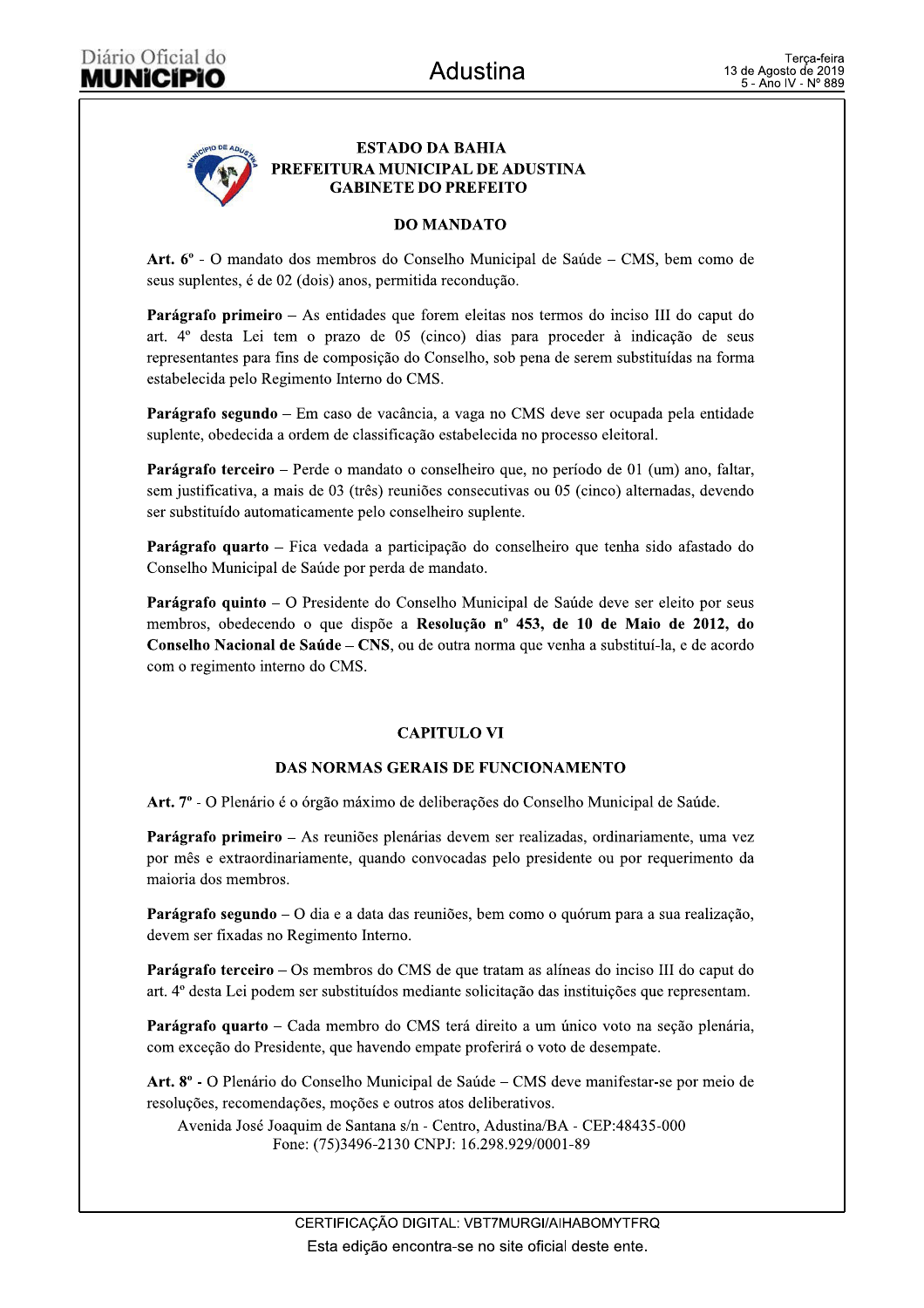**ESTADO DA BAHIA**
**PREFEITURA MUNICIPAL DE ADUSTINA**
**GABINETE DO PREFEITO**

### DO MANDATO

**Art. 6º** - O mandato dos membros do Conselho Municipal de Saúde – CMS, bem como de seus suplentes, é de 02 (dois) anos, permitida recondução.

**Parágrafo primeiro** – As entidades que forem eleitas nos termos do inciso III do caput do art. 4º desta Lei tem o prazo de 05 (cinco) dias para proceder à indicação de seus representantes para fins de composição do Conselho, sob pena de serem substituídas na forma estabelecida pelo Regimento Interno do CMS.

**Parágrafo segundo** – Em caso de vacância, a vaga no CMS deve ser ocupada pela entidade suplente, obedecida a ordem de classificação estabelecida no processo eleitoral.

**Parágrafo terceiro** – Perde o mandato o conselheiro que, no período de 01 (um) ano, faltar, sem justificativa, a mais de 03 (três) reuniões consecutivas ou 05 (cinco) alternadas, devendo ser substituído automaticamente pelo conselheiro suplente.

**Parágrafo quarto** – Fica vedada a participação do conselheiro que tenha sido afastado do Conselho Municipal de Saúde por perda de mandato.

**Parágrafo quinto** – O Presidente do Conselho Municipal de Saúde deve ser eleito por seus membros, obedecendo o que dispõe a **Resolução nº 453, de 10 de Maio de 2012, do Conselho Nacional de Saúde – CNS**, ou de outra norma que venha a substituí-la, e de acordo com o regimento interno do CMS.

## CAPITULO VI

### DAS NORMAS GERAIS DE FUNCIONAMENTO

**Art. 7º** - O Plenário é o órgão máximo de deliberações do Conselho Municipal de Saúde.

**Parágrafo primeiro** – As reuniões plenárias devem ser realizadas, ordinariamente, uma vez por mês e extraordinariamente, quando convocadas pelo presidente ou por requerimento da maioria dos membros.

**Parágrafo segundo** – O dia e a data das reuniões, bem como o quórum para a sua realização, devem ser fixadas no Regimento Interno.

**Parágrafo terceiro** – Os membros do CMS de que tratam as alíneas do inciso III do caput do art. 4º desta Lei podem ser substituídos mediante solicitação das instituições que representam.

**Parágrafo quarto** – Cada membro do CMS terá direito a um único voto na seção plenária, com exceção do Presidente, que havendo empate proferirá o voto de desempate.

**Art. 8º** - O Plenário do Conselho Municipal de Saúde – CMS deve manifestar-se por meio de resoluções, recomendações, moções e outros atos deliberativos.

Avenida José Joaquim de Santana s/n - Centro, Adustina/BA - CEP:48435-000
Fone: (75)3496-2130 CNPJ: 16.298.929/0001-89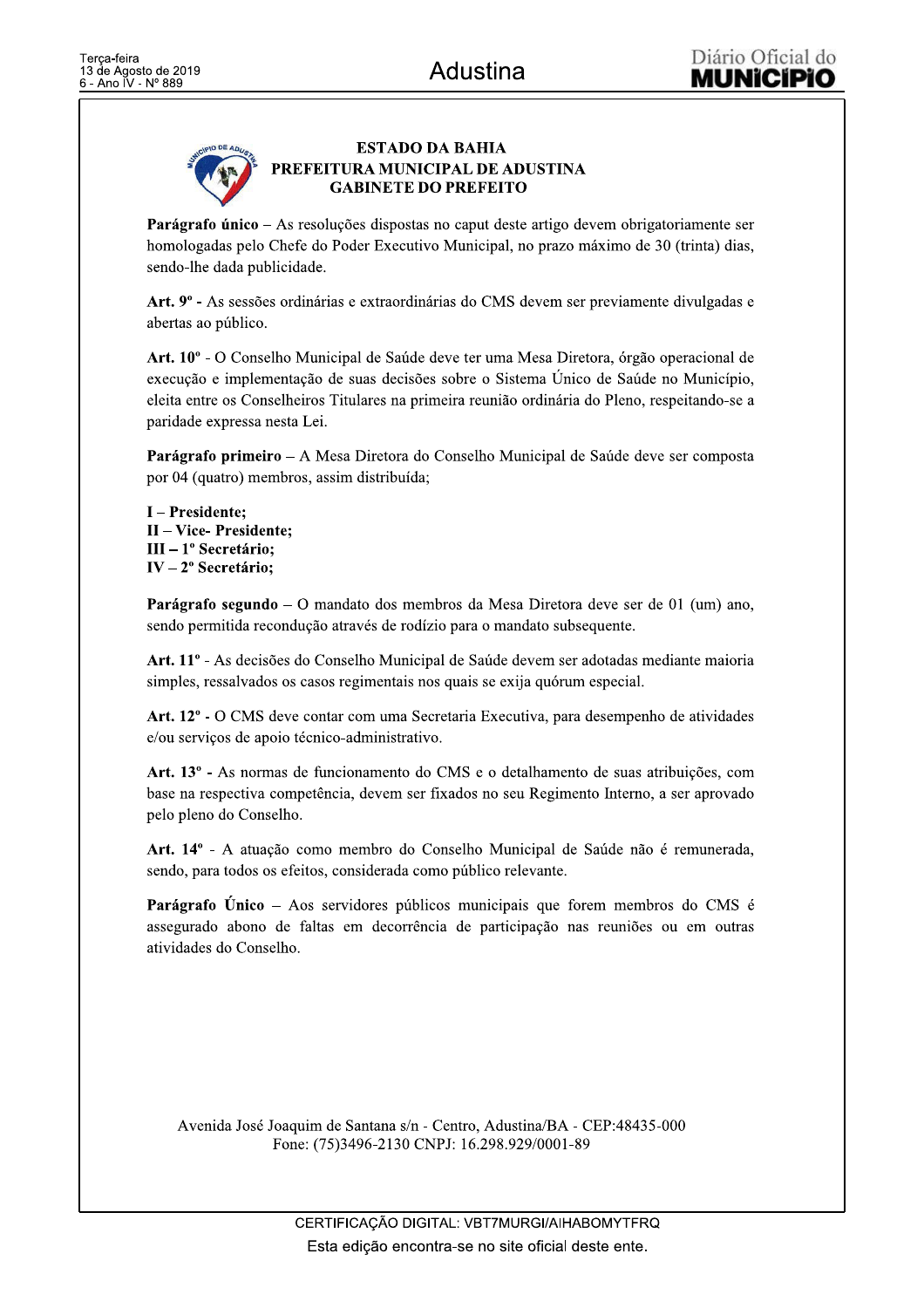**ESTADO DA BAHIA**
**PREFEITURA MUNICIPAL DE ADUSTINA**
**GABINETE DO PREFEITO**

**Parágrafo único** – As resoluções dispostas no caput deste artigo devem obrigatoriamente ser homologadas pelo Chefe do Poder Executivo Municipal, no prazo máximo de 30 (trinta) dias, sendo-lhe dada publicidade.

**Art. 9º -** As sessões ordinárias e extraordinárias do CMS devem ser previamente divulgadas e abertas ao público.

**Art. 10º** - O Conselho Municipal de Saúde deve ter uma Mesa Diretora, órgão operacional de execução e implementação de suas decisões sobre o Sistema Único de Saúde no Município, eleita entre os Conselheiros Titulares na primeira reunião ordinária do Pleno, respeitando-se a paridade expressa nesta Lei.

**Parágrafo primeiro** – A Mesa Diretora do Conselho Municipal de Saúde deve ser composta por 04 (quatro) membros, assim distribuída;

**I – Presidente;**
**II – Vice- Presidente;**
**III – 1º Secretário;**
**IV – 2º Secretário;**

**Parágrafo segundo** – O mandato dos membros da Mesa Diretora deve ser de 01 (um) ano, sendo permitida recondução através de rodízio para o mandato subsequente.

**Art. 11º** - As decisões do Conselho Municipal de Saúde devem ser adotadas mediante maioria simples, ressalvados os casos regimentais nos quais se exija quórum especial.

**Art. 12º -** O CMS deve contar com uma Secretaria Executiva, para desempenho de atividades e/ou serviços de apoio técnico-administrativo.

**Art. 13º -** As normas de funcionamento do CMS e o detalhamento de suas atribuições, com base na respectiva competência, devem ser fixados no seu Regimento Interno, a ser aprovado pelo pleno do Conselho.

**Art. 14º** - A atuação como membro do Conselho Municipal de Saúde não é remunerada, sendo, para todos os efeitos, considerada como público relevante.

**Parágrafo Único** – Aos servidores públicos municipais que forem membros do CMS é assegurado abono de faltas em decorrência de participação nas reuniões ou em outras atividades do Conselho.

Avenida José Joaquim de Santana s/n - Centro, Adustina/BA - CEP:48435-000
Fone: (75)3496-2130 CNPJ: 16.298.929/0001-89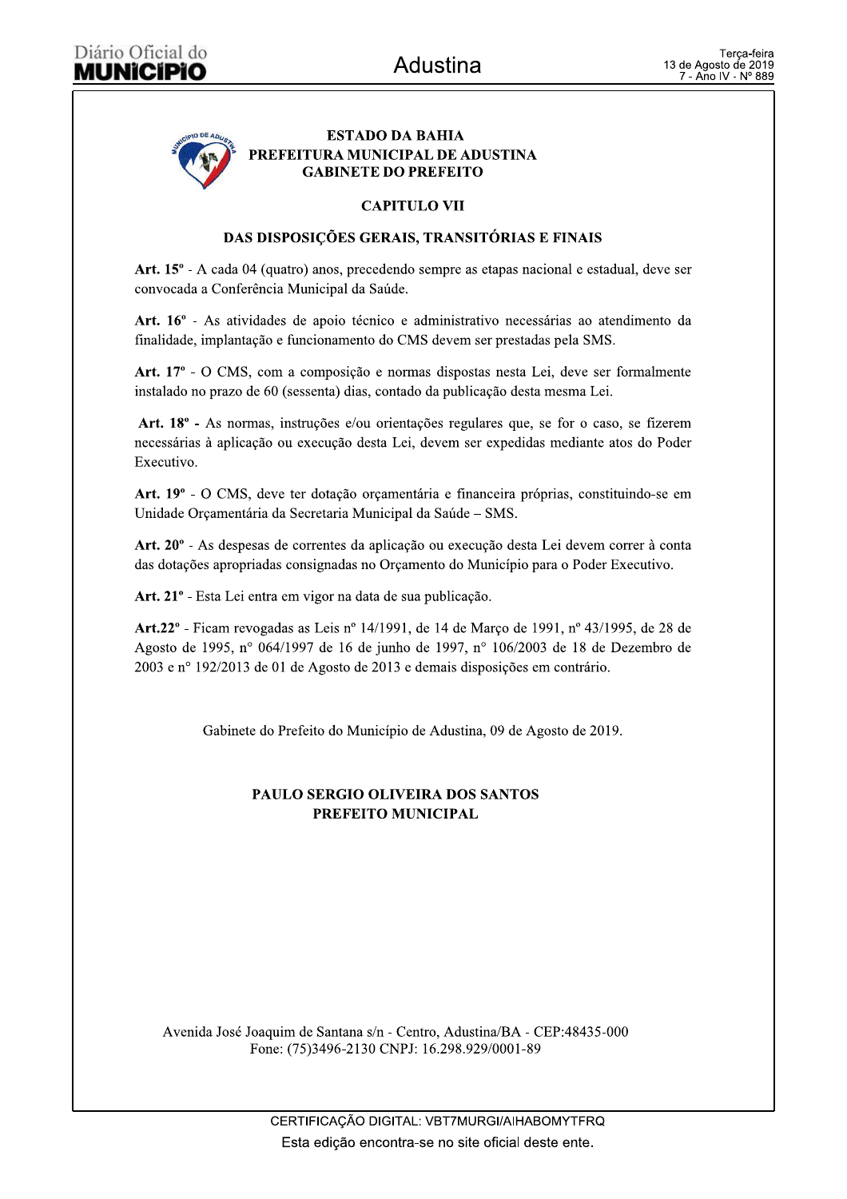**ESTADO DA BAHIA**
**PREFEITURA MUNICIPAL DE ADUSTINA**
**GABINETE DO PREFEITO**

## CAPITULO VII

## DAS DISPOSIÇÕES GERAIS, TRANSITÓRIAS E FINAIS

**Art. 15º** - A cada 04 (quatro) anos, precedendo sempre as etapas nacional e estadual, deve ser convocada a Conferência Municipal da Saúde.

**Art. 16º** - As atividades de apoio técnico e administrativo necessárias ao atendimento da finalidade, implantação e funcionamento do CMS devem ser prestadas pela SMS.

**Art. 17º** - O CMS, com a composição e normas dispostas nesta Lei, deve ser formalmente instalado no prazo de 60 (sessenta) dias, contado da publicação desta mesma Lei.

**Art. 18º -** As normas, instruções e/ou orientações regulares que, se for o caso, se fizerem necessárias à aplicação ou execução desta Lei, devem ser expedidas mediante atos do Poder Executivo.

**Art. 19º** - O CMS, deve ter dotação orçamentária e financeira próprias, constituindo-se em Unidade Orçamentária da Secretaria Municipal da Saúde – SMS.

**Art. 20º** - As despesas de correntes da aplicação ou execução desta Lei devem correr à conta das dotações apropriadas consignadas no Orçamento do Município para o Poder Executivo.

**Art. 21º** - Esta Lei entra em vigor na data de sua publicação.

**Art.22º** - Ficam revogadas as Leis nº 14/1991, de 14 de Março de 1991, nº 43/1995, de 28 de Agosto de 1995, n° 064/1997 de 16 de junho de 1997, n° 106/2003 de 18 de Dezembro de 2003 e n° 192/2013 de 01 de Agosto de 2013 e demais disposições em contrário.

Gabinete do Prefeito do Município de Adustina, 09 de Agosto de 2019.

**PAULO SERGIO OLIVEIRA DOS SANTOS**
**PREFEITO MUNICIPAL**

Avenida José Joaquim de Santana s/n - Centro, Adustina/BA - CEP:48435-000
Fone: (75)3496-2130 CNPJ: 16.298.929/0001-89